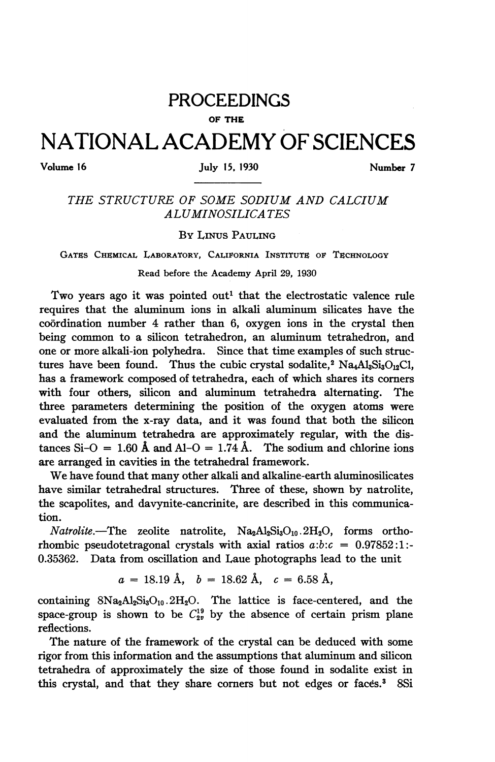# PROCEEDINGS

OF THE

# NATIONAL ACADEMY OF SCIENCES

Volume 16 July 15, 1930 Number 7

## THE STRUCTURE OF SOME SODIUM AND CALCIUM ALUMINOSILICATES

By Linus Pauling

Gates Chemical Laboratory, California Institute of Technology

Read before the Academy April 29, 1930

Two years ago it was pointed out[1] that the electrostatic valence rule requires that the aluminum ions in alkali aluminum silicates have the coördination number 4 rather than 6, oxygen ions in the crystal then being common to a silicon tetrahedron, an aluminum tetrahedron, and one or more alkali-ion polyhedra. Since that time examples of such structures have been found. Thus the cubic crystal sodalite,[2] $Na_4Al_3Si_3O_{12}Cl$, has a framework composed of tetrahedra, each of which shares its corners with four others, silicon and aluminum tetrahedra alternating. The three parameters determining the position of the oxygen atoms were evaluated from the x-ray data, and it was found that both the silicon and the aluminum tetrahedra are approximately regular, with the distances Si–O = 1.60 Å and Al–O = 1.74 Å. The sodium and chlorine ions are arranged in cavities in the tetrahedral framework.

We have found that many other alkali and alkaline-earth aluminosilicates have similar tetrahedral structures. Three of these, shown by natrolite, the scapolites, and davynite-cancrinite, are described in this communication.

*Natrolite*.—The zeolite natrolite, $Na_2Al_2Si_3O_{10}\cdot 2H_2O$, forms orthorhombic pseudotetragonal crystals with axial ratios $a:b:c$ = 0.97852:1:0.35362. Data from oscillation and Laue photographs lead to the unit

$$a = 18.19 \text{ Å}, \quad b = 18.62 \text{ Å}, \quad c = 6.58 \text{ Å},$$

containing $8Na_2Al_2Si_3O_{10}\cdot 2H_2O$. The lattice is face-centered, and the space-group is shown to be $C_{2v}^{19}$ by the absence of certain prism plane reflections.

The nature of the framework of the crystal can be deduced with some rigor from this information and the assumptions that aluminum and silicon tetrahedra of approximately the size of those found in sodalite exist in this crystal, and that they share corners but not edges or faces.[3] 8Si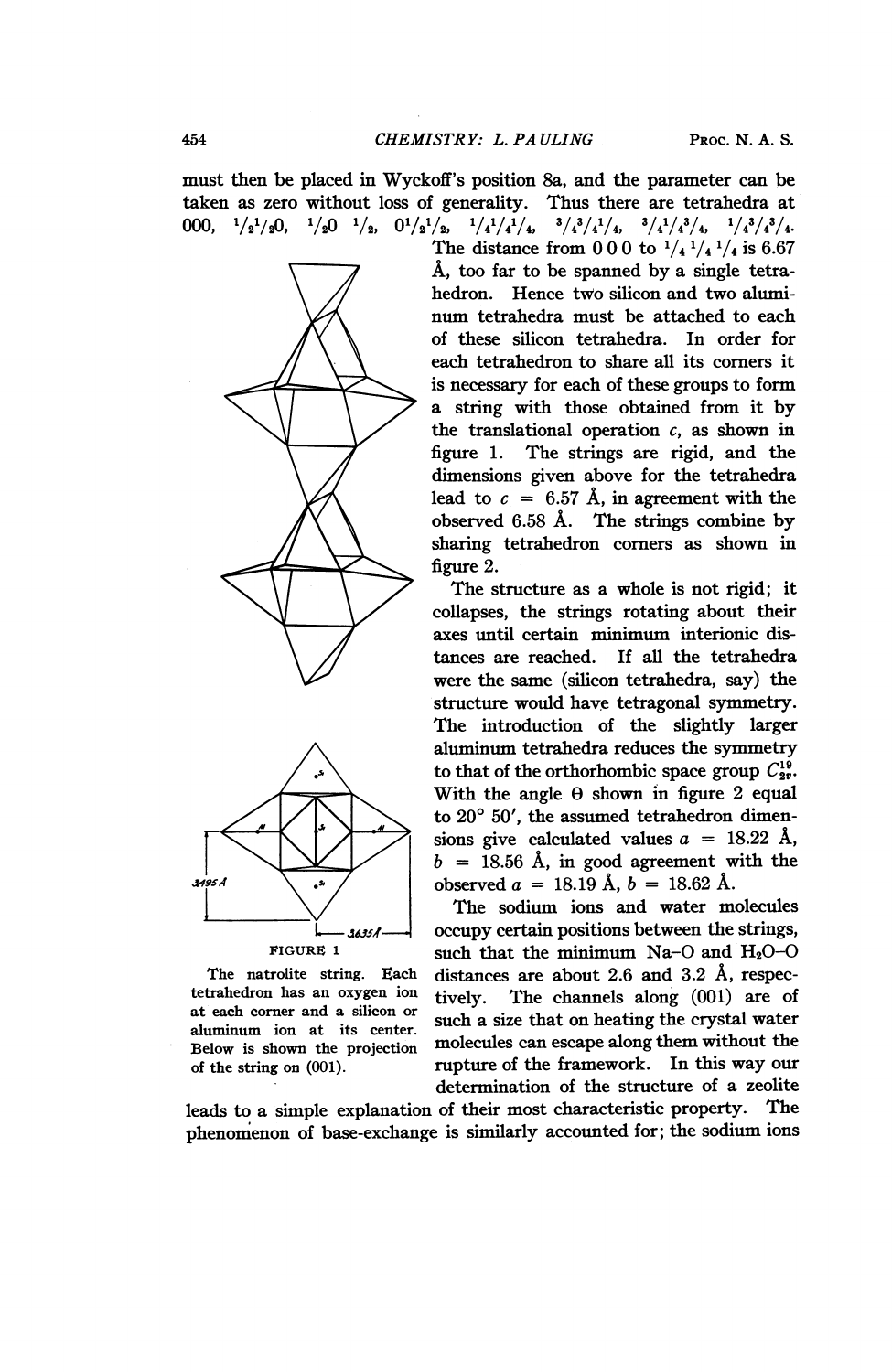must then be placed in Wyckoff's position 8a, and the parameter can be taken as zero without loss of generality. Thus there are tetrahedra at 000, $^1/_2{}^1/_2 0$, $^1/_2 0\, ^1/_2$, $0\, ^1/_2{}^1/_2$, $^1/_4{}^1/_4{}^1/_4$, $^3/_4{}^3/_4{}^1/_4$, $^3/_4{}^1/_4{}^3/_4$, $^1/_4{}^3/_4{}^3/_4$. The distance from 0 0 0 to $^1/_4\, ^1/_4\, ^1/_4$ is 6.67 Å, too far to be spanned by a single tetrahedron. Hence two silicon and two aluminum tetrahedra must be attached to each of these silicon tetrahedra. In order for each tetrahedron to share all its corners it is necessary for each of these groups to form a string with those obtained from it by the translational operation $c$, as shown in figure 1. The strings are rigid, and the dimensions given above for the tetrahedra lead to $c$ = 6.57 Å, in agreement with the observed 6.58 Å. The strings combine by sharing tetrahedron corners as shown in figure 2.

The structure as a whole is not rigid; it collapses, the strings rotating about their axes until certain minimum interionic distances are reached. If all the tetrahedra were the same (silicon tetrahedra, say) the structure would have tetragonal symmetry. The introduction of the slightly larger aluminum tetrahedra reduces the symmetry to that of the orthorhombic space group $C_{2v}^{19}$. With the angle $\Theta$ shown in figure 2 equal to 20° 50′, the assumed tetrahedron dimensions give calculated values $a$ = 18.22 Å, $b$ = 18.56 Å, in good agreement with the observed $a$ = 18.19 Å, $b$ = 18.62 Å.

3.495 Å

3.635 Å

FIGURE 1

The natrolite string. Each tetrahedron has an oxygen ion at each corner and a silicon or aluminum ion at its center. Below is shown the projection of the string on (001).

The sodium ions and water molecules occupy certain positions between the strings, such that the minimum Na–O and $H_2O$–O distances are about 2.6 and 3.2 Å, respectively. The channels along (001) are of such a size that on heating the crystal water molecules can escape along them without the rupture of the framework. In this way our determination of the structure of a zeolite leads to a simple explanation of their most characteristic property. The phenomenon of base-exchange is similarly accounted for; the sodium ions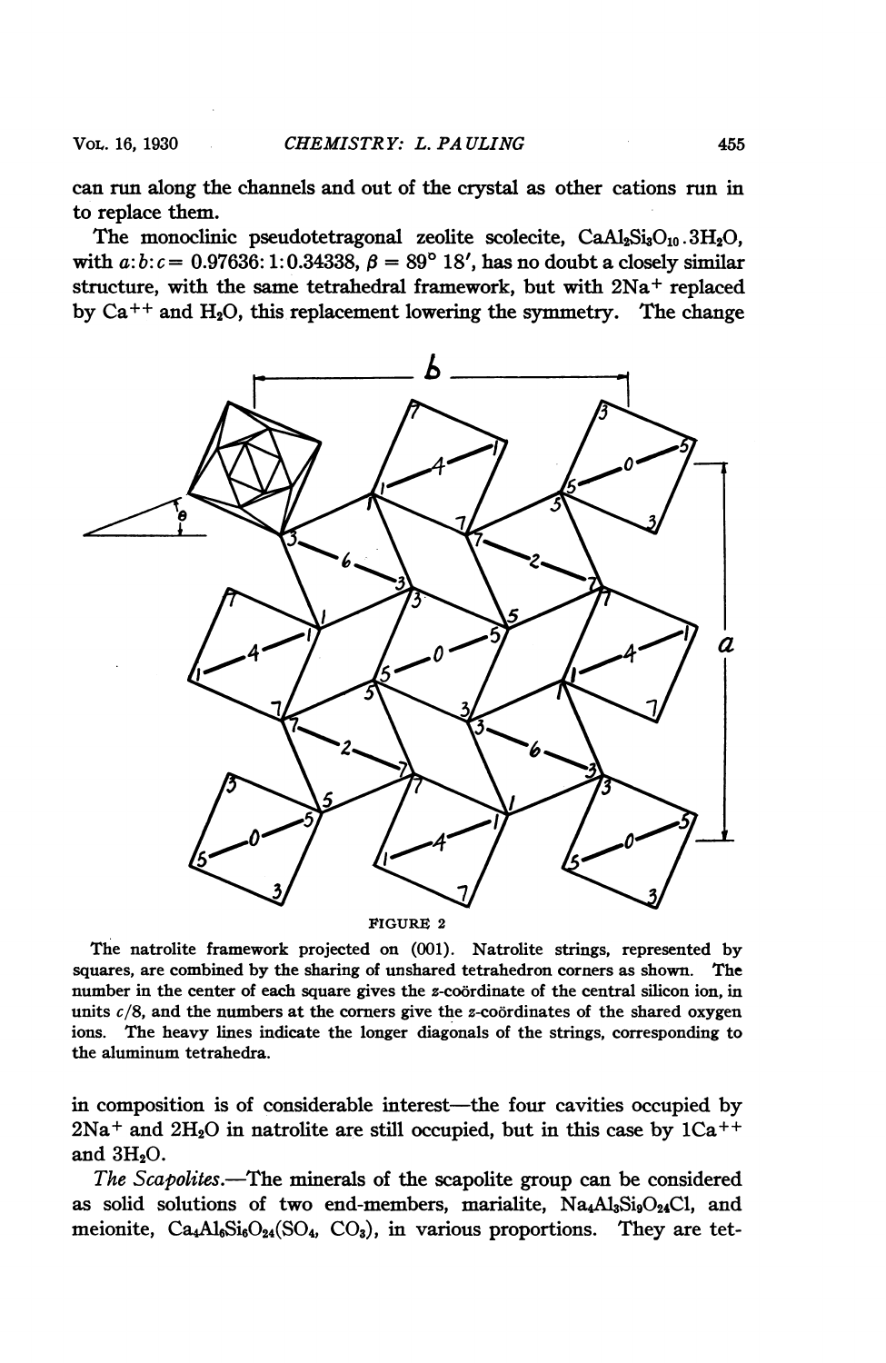can run along the channels and out of the crystal as other cations run in to replace them.

The monoclinic pseudotetragonal zeolite scolecite, $CaAl_2Si_3O_{10}.3H_2O$, with $a:b:c = 0.97636:1:0.34338$, $\beta = 89° 18'$, has no doubt a closely similar structure, with the same tetrahedral framework, but with $2Na^+$ replaced by $Ca^{++}$ and $H_2O$, this replacement lowering the symmetry. The change

FIGURE 2

The natrolite framework projected on (001). Natrolite strings, represented by squares, are combined by the sharing of unshared tetrahedron corners as shown. The number in the center of each square gives the *z*-coördinate of the central silicon ion, in units $c/8$, and the numbers at the corners give the *z*-coördinates of the shared oxygen ions. The heavy lines indicate the longer diagonals of the strings, corresponding to the aluminum tetrahedra.

in composition is of considerable interest—the four cavities occupied by $2Na^+$ and $2H_2O$ in natrolite are still occupied, but in this case by $1Ca^{++}$ and $3H_2O$.

*The Scapolites.*—The minerals of the scapolite group can be considered as solid solutions of two end-members, marialite, $Na_4Al_3Si_9O_{24}Cl$, and meionite, $Ca_4Al_6Si_6O_{24}(SO_4, CO_3)$, in various proportions. They are tet-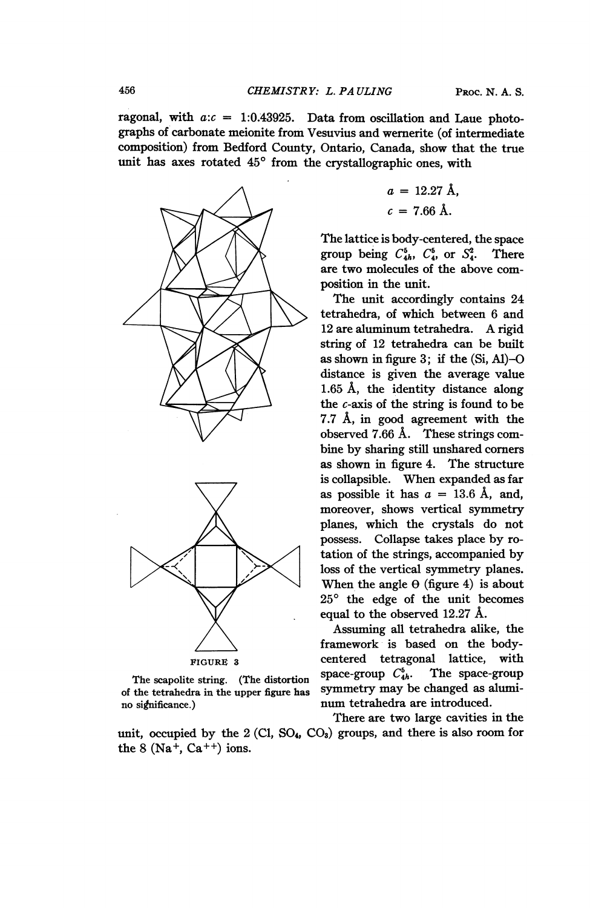ragonal, with $a:c$ = 1:0.43925. Data from oscillation and Laue photographs of carbonate meionite from Vesuvius and wernerite (of intermediate composition) from Bedford County, Ontario, Canada, show that the true unit has axes rotated 45° from the crystallographic ones, with

$$a = 12.27 \text{ Å},$$
$$c = 7.66 \text{ Å}.$$

The lattice is body-centered, the space group being $C_{4h}^5$, $C_4^5$, or $S_4^2$. There are two molecules of the above composition in the unit.

The unit accordingly contains 24 tetrahedra, of which between 6 and 12 are aluminum tetrahedra. A rigid string of 12 tetrahedra can be built as shown in figure 3; if the (Si, Al)–O distance is given the average value 1.65 Å, the identity distance along the $c$-axis of the string is found to be 7.7 Å, in good agreement with the observed 7.66 Å. These strings combine by sharing still unshared corners as shown in figure 4. The structure is collapsible. When expanded as far as possible it has $a$ = 13.6 Å, and, moreover, shows vertical symmetry planes, which the crystals do not possess. Collapse takes place by rotation of the strings, accompanied by loss of the vertical symmetry planes. When the angle Θ (figure 4) is about 25° the edge of the unit becomes equal to the observed 12.27 Å.

FIGURE 3

The scapolite string. (The distortion of the tetrahedra in the upper figure has no significance.)

Assuming all tetrahedra alike, the framework is based on the body-centered tetragonal lattice, with space-group $C_{4h}^5$. The space-group symmetry may be changed as aluminum tetrahedra are introduced.

There are two large cavities in the unit, occupied by the 2 (Cl, $SO_4$, $CO_3$) groups, and there is also room for the 8 ($Na^+$, $Ca^{++}$) ions.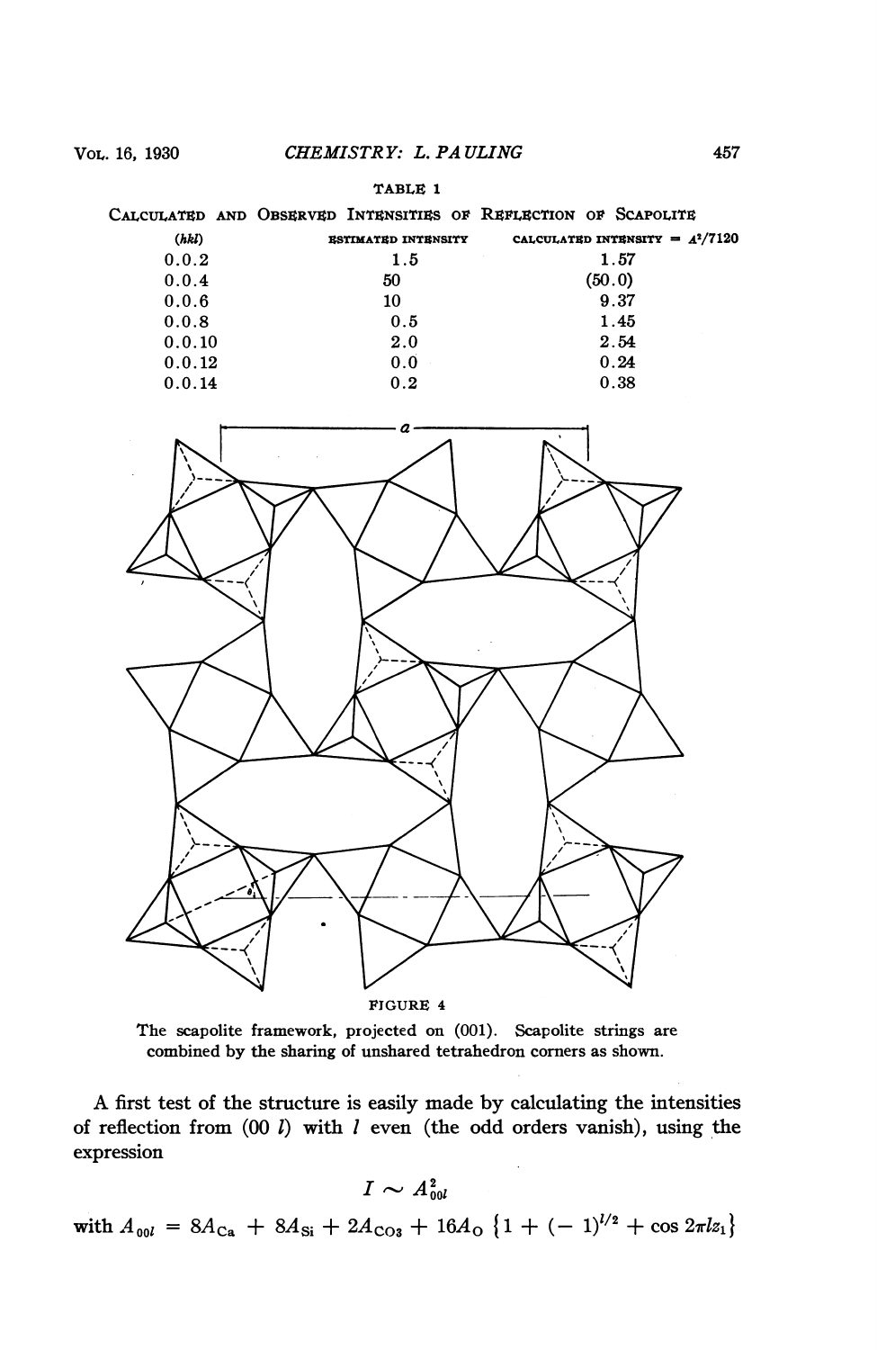TABLE 1

CALCULATED AND OBSERVED INTENSITIES OF REFLECTION OF SCAPOLITE

| (hkl) | ESTIMATED INTENSITY | CALCULATED INTENSITY = $A^2/7120$ |
|---|---|---|
| 0.0.2 | 1.5 | 1.57 |
| 0.0.4 | 50 | (50.0) |
| 0.0.6 | 10 | 9.37 |
| 0.0.8 | 0.5 | 1.45 |
| 0.0.10 | 2.0 | 2.54 |
| 0.0.12 | 0.0 | 0.24 |
| 0.0.14 | 0.2 | 0.38 |

FIGURE 4

The scapolite framework, projected on (001). Scapolite strings are combined by the sharing of unshared tetrahedron corners as shown.

A first test of the structure is easily made by calculating the intensities of reflection from (00 $l$) with $l$ even (the odd orders vanish), using the expression

$$I \sim A_{00l}^2$$

with $A_{00l} = 8A_{Ca} + 8A_{Si} + 2A_{CO_3} + 16A_O \left\{1 + (-1)^{l/2} + \cos 2\pi l z_1\right\}$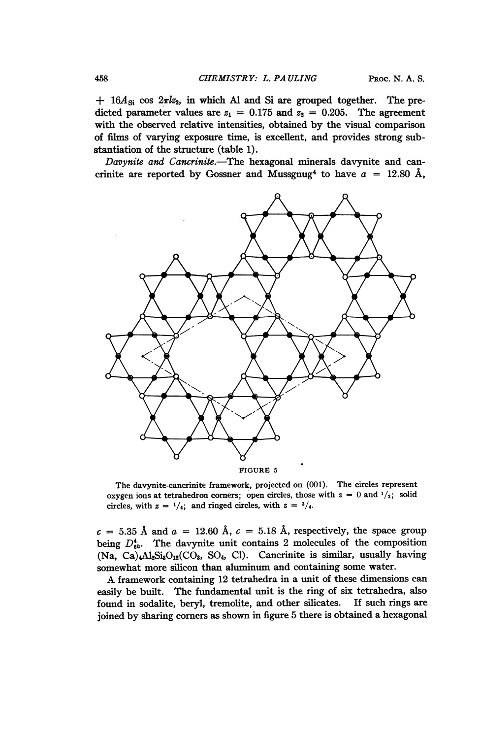$+ 16A_{Si} \cos 2\pi l z_2$, in which Al and Si are grouped together. The predicted parameter values are $z_1 = 0.175$ and $z_2 = 0.205$. The agreement with the observed relative intensities, obtained by the visual comparison of films of varying exposure time, is excellent, and provides strong substantiation of the structure (table 1).

*Davynite and Cancrinite.*—The hexagonal minerals davynite and cancrinite are reported by Gossner and Mussgnug[4] to have $a = 12.80$ Å,

FIGURE 5

The davynite-cancrinite framework, projected on (001). The circles represent oxygen ions at tetrahedron corners; open circles, those with $z = 0$ and $^1/_2$; solid circles, with $z = ^1/_4$; and ringed circles, with $z = ^3/_4$.

$c = 5.35$ Å and $a = 12.60$ Å, $c = 5.18$ Å, respectively, the space group being $D_{6h}^4$. The davynite unit contains 2 molecules of the composition (Na, Ca)$_4Al_2Si_3O_{12}$($CO_3$, $SO_4$, Cl). Cancrinite is similar, usually having somewhat more silicon than aluminum and containing some water.

A framework containing 12 tetrahedra in a unit of these dimensions can easily be built. The fundamental unit is the ring of six tetrahedra, also found in sodalite, beryl, tremolite, and other silicates. If such rings are joined by sharing corners as shown in figure 5 there is obtained a hexagonal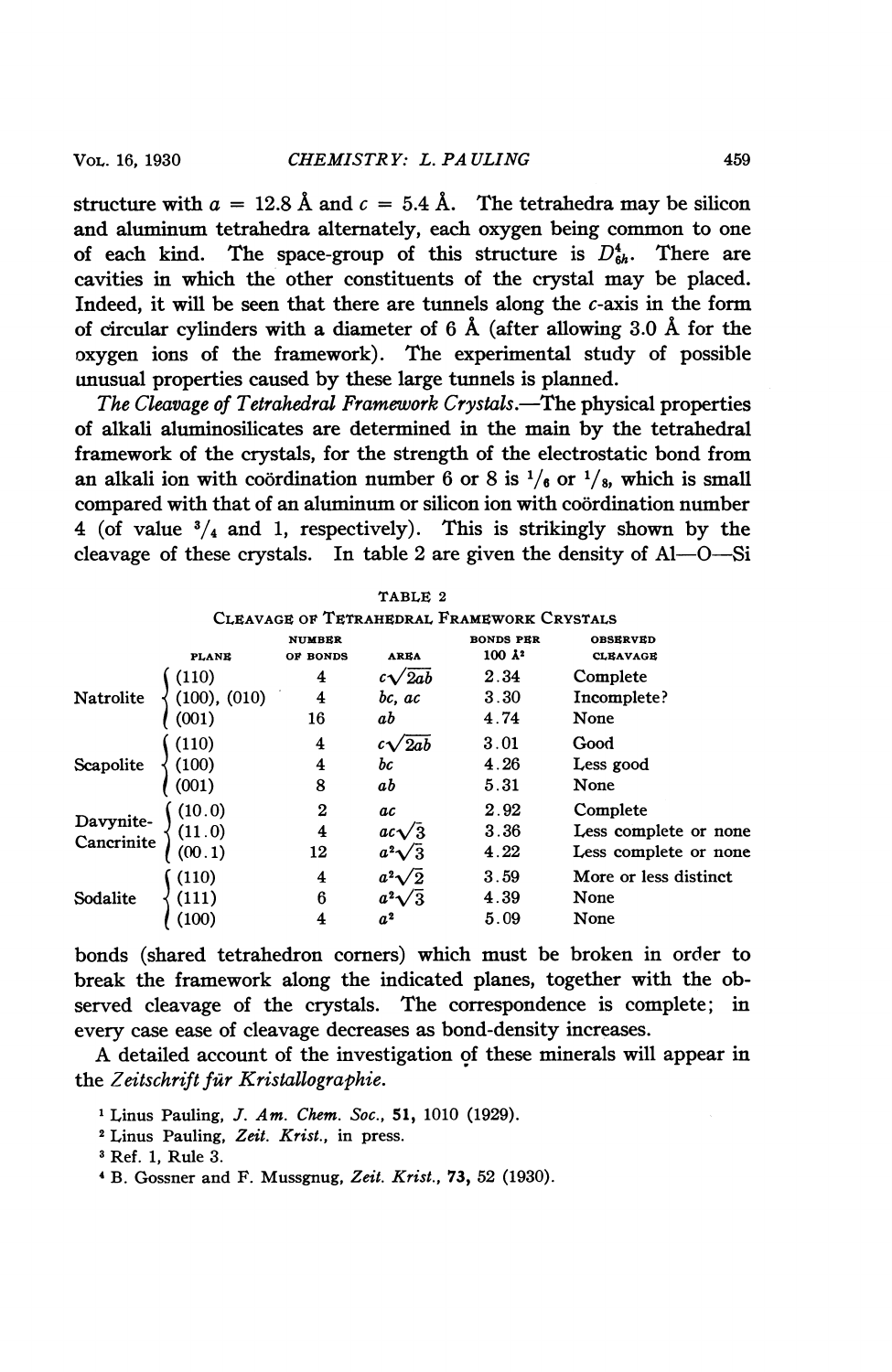structure with $a = 12.8$ Å and $c = 5.4$ Å. The tetrahedra may be silicon and aluminum tetrahedra alternately, each oxygen being common to one of each kind. The space-group of this structure is $D_{6h}^4$. There are cavities in which the other constituents of the crystal may be placed. Indeed, it will be seen that there are tunnels along the $c$-axis in the form of circular cylinders with a diameter of 6 Å (after allowing 3.0 Å for the oxygen ions of the framework). The experimental study of possible unusual properties caused by these large tunnels is planned.

*The Cleavage of Tetrahedral Framework Crystals.*—The physical properties of alkali aluminosilicates are determined in the main by the tetrahedral framework of the crystals, for the strength of the electrostatic bond from an alkali ion with coördination number 6 or 8 is $^1/_6$ or $^1/_8$, which is small compared with that of an aluminum or silicon ion with coördination number 4 (of value $^3/_4$ and 1, respectively). This is strikingly shown by the cleavage of these crystals. In table 2 are given the density of Al—O—Si bonds (shared tetrahedron corners) which must be broken in order to break the framework along the indicated planes, together with the observed cleavage of the crystals. The correspondence is complete; in every case ease of cleavage decreases as bond-density increases.

TABLE 2

CLEAVAGE OF TETRAHEDRAL FRAMEWORK CRYSTALS

| | PLANE | NUMBER OF BONDS | AREA | BONDS PER 100 Å² | OBSERVED CLEAVAGE |
|---|---|---|---|---|---|
| Natrolite | (110) | 4 | $c\sqrt{2ab}$ | 2.34 | Complete |
| | (100), (010) | 4 | $bc$, $ac$ | 3.30 | Incomplete? |
| | (001) | 16 | $ab$ | 4.74 | None |
| Scapolite | (110) | 4 | $c\sqrt{2ab}$ | 3.01 | Good |
| | (100) | 4 | $bc$ | 4.26 | Less good |
| | (001) | 8 | $ab$ | 5.31 | None |
| Davynite-Cancrinite | (10.0) | 2 | $ac$ | 2.92 | Complete |
| | (11.0) | 4 | $ac\sqrt{3}$ | 3.36 | Less complete or none |
| | (00.1) | 12 | $a^2\sqrt{3}$ | 4.22 | Less complete or none |
| Sodalite | (110) | 4 | $a^2\sqrt{2}$ | 3.59 | More or less distinct |
| | (111) | 6 | $a^2\sqrt{3}$ | 4.39 | None |
| | (100) | 4 | $a^2$ | 5.09 | None |

A detailed account of the investigation of these minerals will appear in the *Zeitschrift für Kristallographie.*

[1] Linus Pauling, *J. Am. Chem. Soc.*, **51**, 1010 (1929).

[2] Linus Pauling, *Zeit. Krist.*, in press.

[3] Ref. 1, Rule 3.

[4] B. Gossner and F. Mussgnug, *Zeit. Krist.*, **73**, 52 (1930).